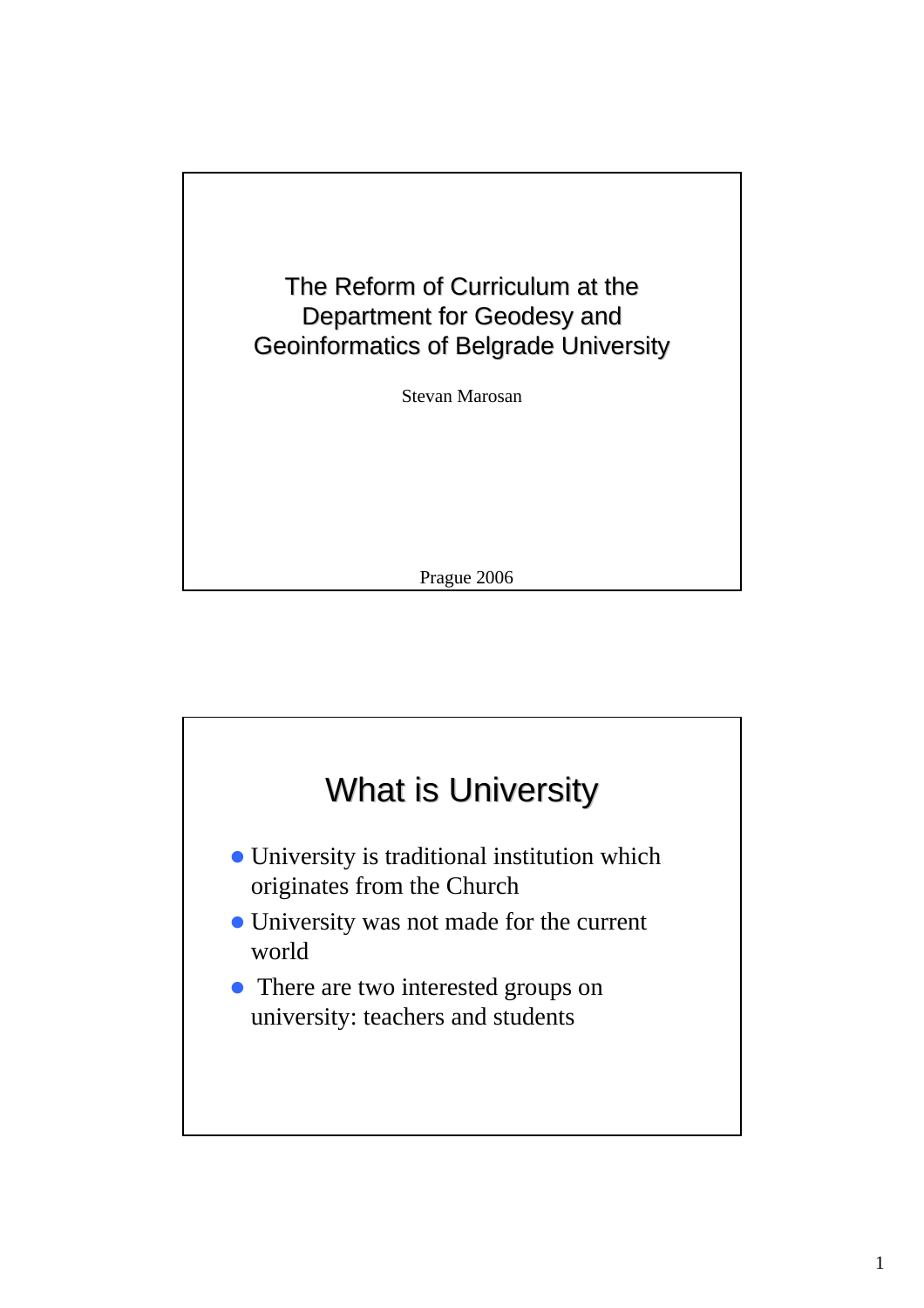# The Reform of Curriculum at the Department for Geodesy and Geoinformatics of Belgrade University

Stevan Marosan

Prague 2006

## What is University

- University is traditional institution which originates from the Church
- University was not made for the current world
- There are two interested groups on university: teachers and students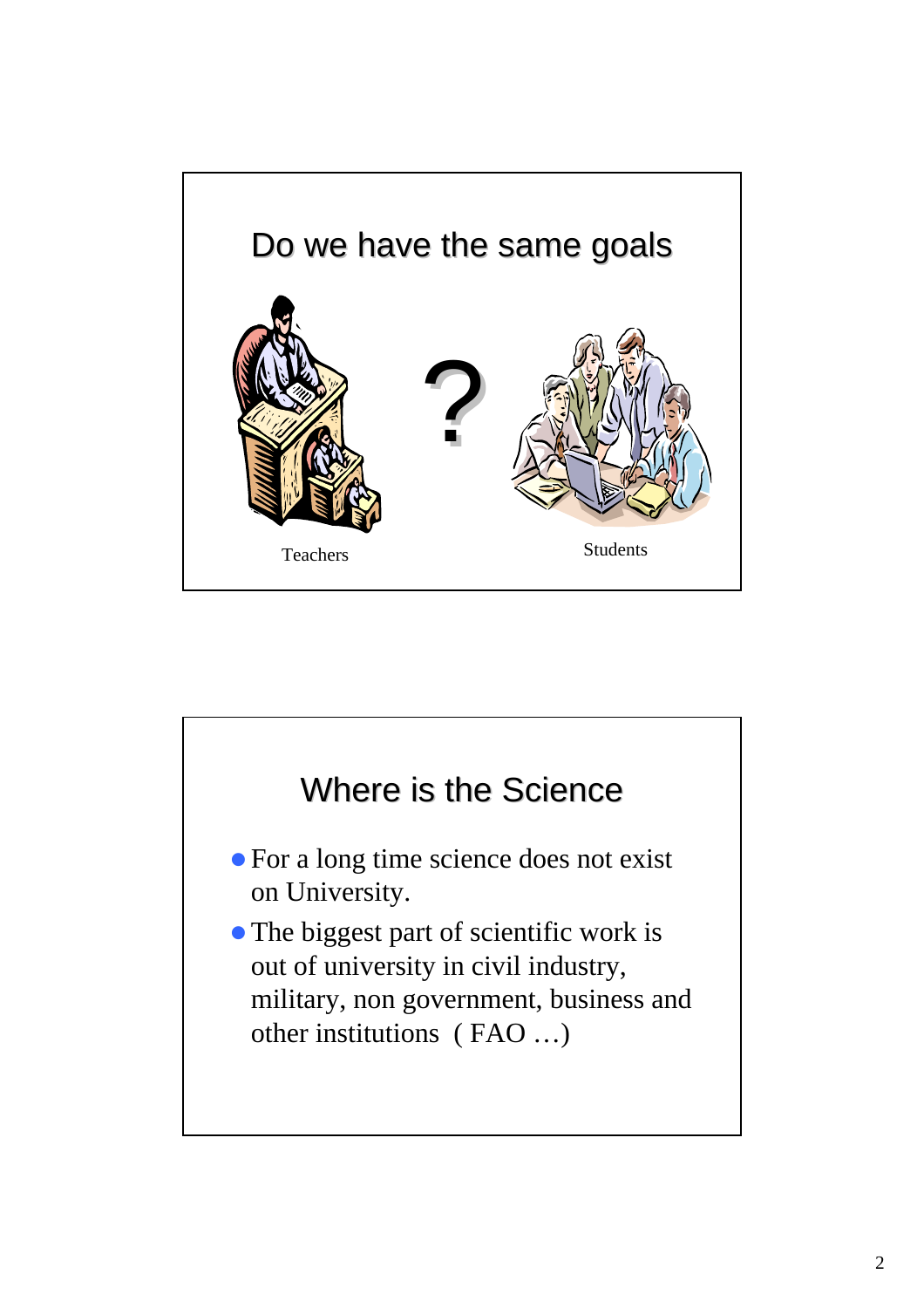## Do we have the same goals

?

Teachers

Students

## Where is the Science

- For a long time science does not exist on University.
- The biggest part of scientific work is out of university in civil industry, military, non government, business and other institutions ( FAO …)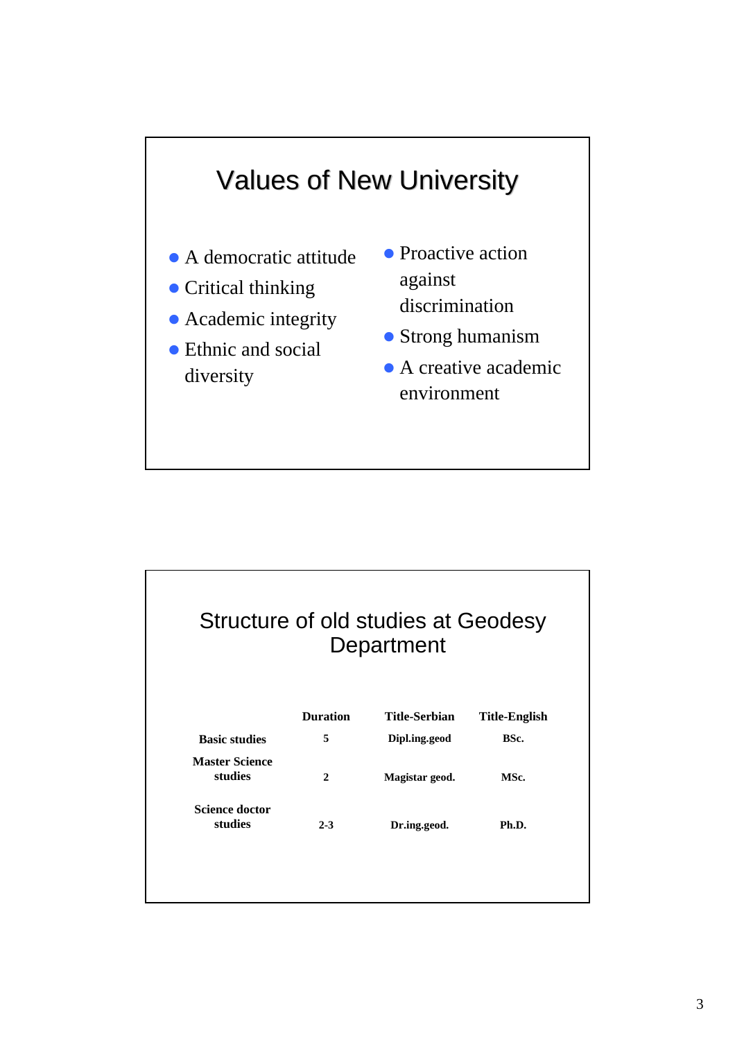# Values of New University

- A democratic attitude
- Critical thinking
- Academic integrity
- Ethnic and social diversity
- Proactive action against discrimination
- Strong humanism
- A creative academic environment

# Structure of old studies at Geodesy Department

| | Duration | Title-Serbian | Title-English |
|---|---|---|---|
| **Basic studies** | **5** | **Dipl.ing.geod** | **BSc.** |
| **Master Science studies** | **2** | **Magistar geod.** | **MSc.** |
| **Science doctor studies** | **2-3** | **Dr.ing.geod.** | **Ph.D.** |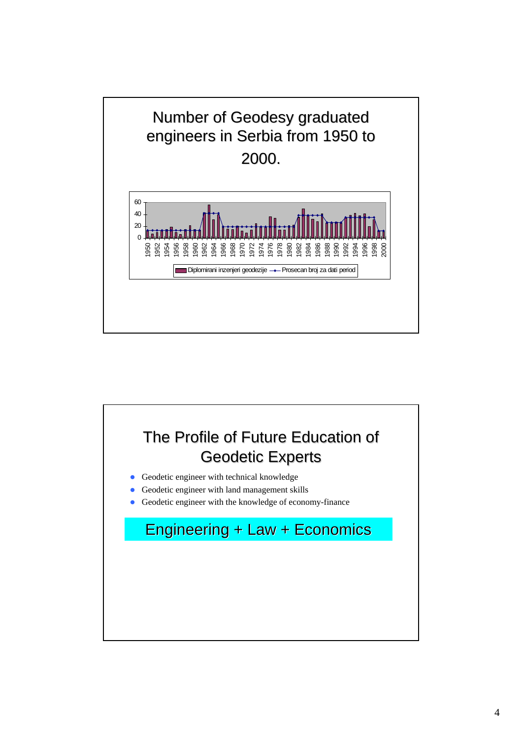## Number of Geodesy graduated engineers in Serbia from 1950 to 2000.

Diplomirani inzenjeri geodezije — Prosecan broj za dati period

## The Profile of Future Education of Geodetic Experts

- Geodetic engineer with technical knowledge
- Geodetic engineer with land management skills
- Geodetic engineer with the knowledge of economy-finance

**Engineering + Law + Economics**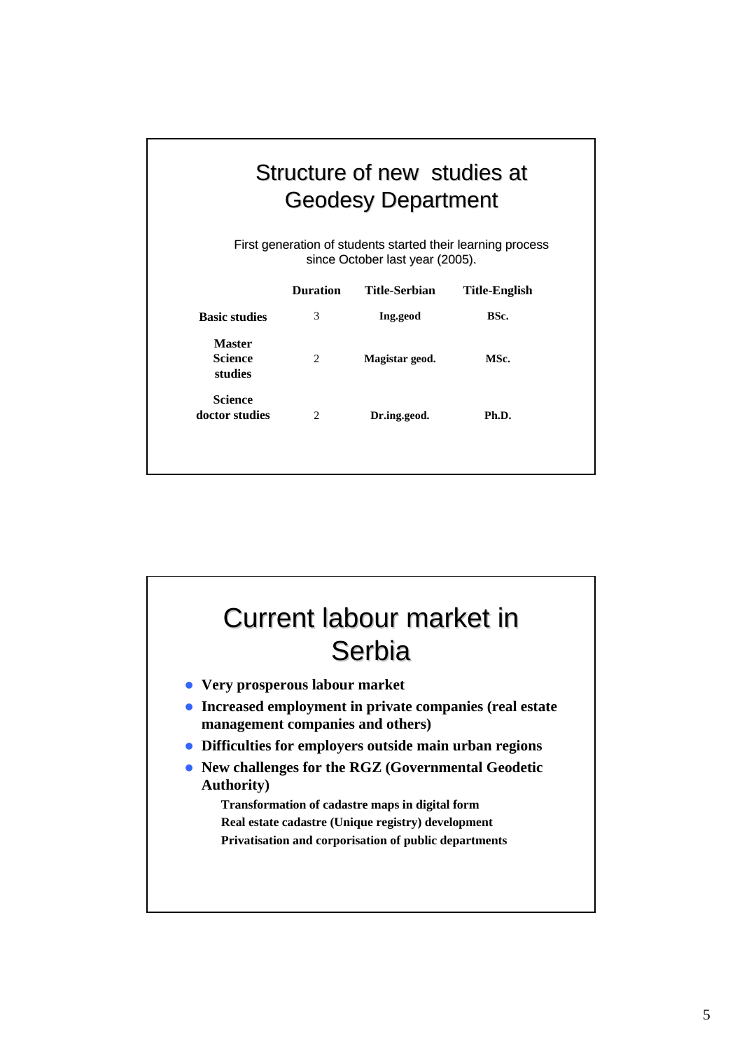## Structure of new studies at Geodesy Department

First generation of students started their learning process since October last year (2005).

| | Duration | Title-Serbian | Title-English |
|---|---|---|---|
| **Basic studies** | 3 | **Ing.geod** | **BSc.** |
| **Master Science studies** | 2 | **Magistar geod.** | **MSc.** |
| **Science doctor studies** | 2 | **Dr.ing.geod.** | **Ph.D.** |

## Current labour market in Serbia

- **Very prosperous labour market**
- **Increased employment in private companies (real estate management companies and others)**
- **Difficulties for employers outside main urban regions**
- **New challenges for the RGZ (Governmental Geodetic Authority)**
  - **Transformation of cadastre maps in digital form**
  - **Real estate cadastre (Unique registry) development**
  - **Privatisation and corporisation of public departments**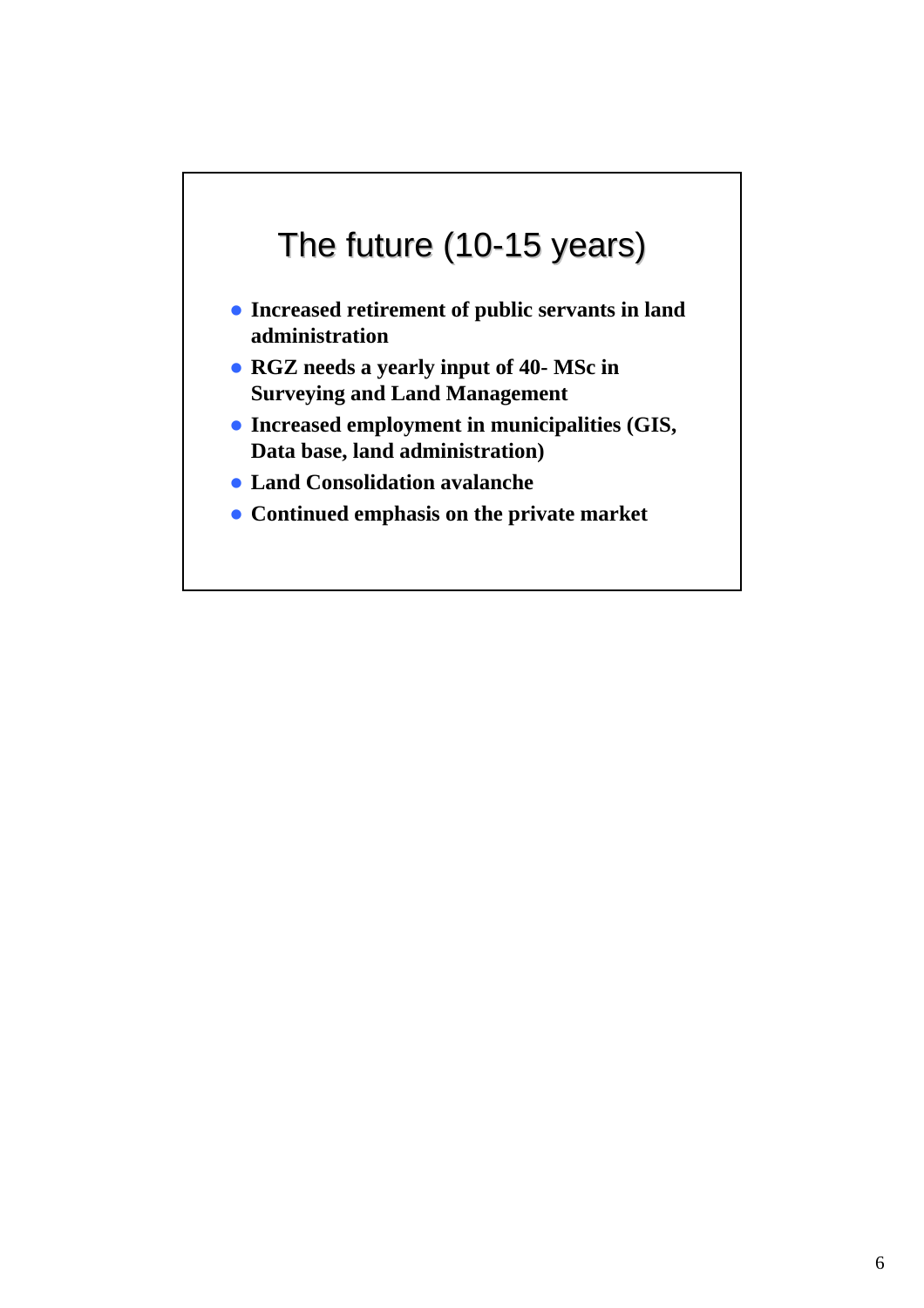# The future (10-15 years)

- **Increased retirement of public servants in land administration**
- **RGZ needs a yearly input of 40- MSc in Surveying and Land Management**
- **Increased employment in municipalities (GIS, Data base, land administration)**
- **Land Consolidation avalanche**
- **Continued emphasis on the private market**